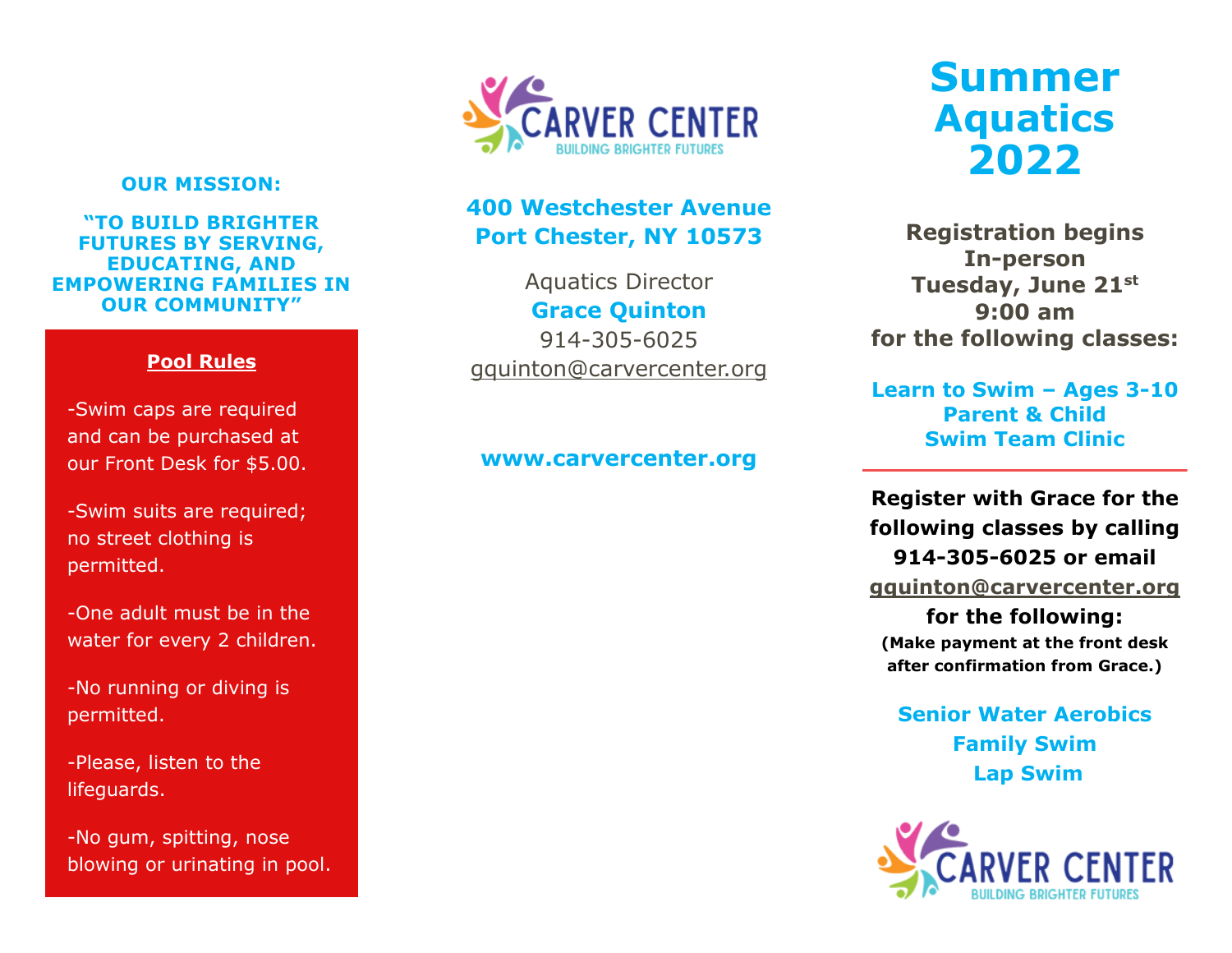**OUR MISSION:**

**"TO BUILD BRIGHTER FUTURES BY SERVING, EDUCATING, AND EMPOWERING FAMILIES IN OUR COMMUNITY"**

**Pool Rules**

-Swim caps are required and can be purchased at our Front Desk for $5.00.

-Swim suits are required; no street clothing is permitted.

-One adult must be in the water for every 2 children.

-No running or diving is permitted.

-Please, listen to the lifeguards.

-No gum, spitting, nose blowing or urinating in pool.

CARVER CENTER
BUILDING BRIGHTER FUTURES

**400 Westchester Avenue**
**Port Chester, NY 10573**

Aquatics Director
**Grace Quinton**
914-305-6025
gquinton@carvercenter.org

**www.carvercenter.org**

# Summer Aquatics 2022

**Registration begins In-person Tuesday, June 21st 9:00 am for the following classes:**

**Learn to Swim – Ages 3-10**
**Parent & Child**
**Swim Team Clinic**

---

**Register with Grace for the following classes by calling 914-305-6025 or email gquinton@carvercenter.org for the following:**
**(Make payment at the front desk after confirmation from Grace.)**

**Senior Water Aerobics**
**Family Swim**
**Lap Swim**

CARVER CENTER
BUILDING BRIGHTER FUTURES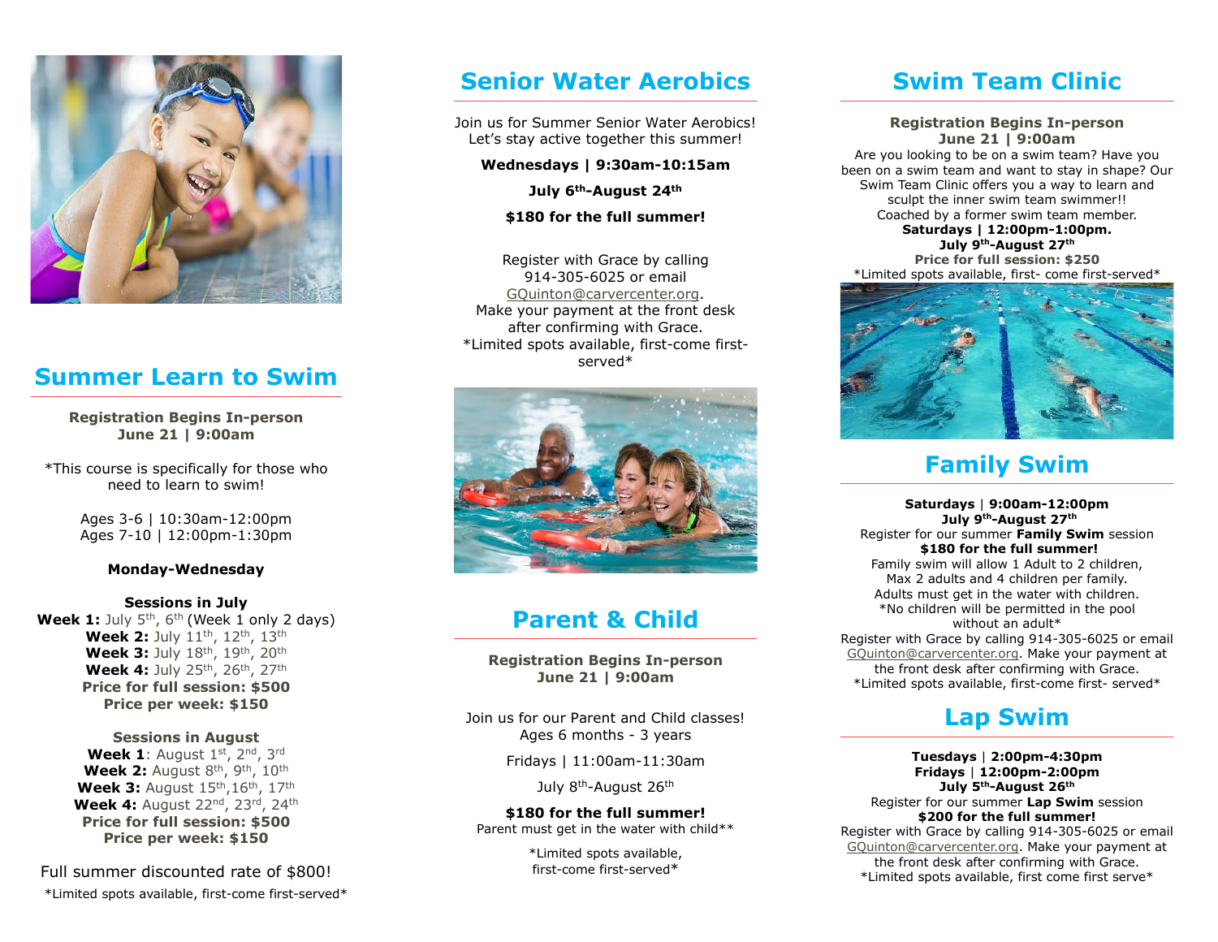## Summer Learn to Swim

**Registration Begins In-person**
**June 21 | 9:00am**

*This course is specifically for those who need to learn to swim!

Ages 3-6 | 10:30am-12:00pm
Ages 7-10 | 12:00pm-1:30pm

**Monday-Wednesday**

**Sessions in July**
**Week 1:** July 5th, 6th (Week 1 only 2 days)
**Week 2:** July 11th, 12th, 13th
**Week 3:** July 18th, 19th, 20th
**Week 4:** July 25th, 26th, 27th
**Price for full session: $500**
**Price per week: $150**

**Sessions in August**
**Week 1**: August 1st, 2nd, 3rd
**Week 2:** August 8th, 9th, 10th
**Week 3:** August 15th, 16th, 17th
**Week 4:** August 22nd, 23rd, 24th
**Price for full session: $500**
**Price per week: $150**

Full summer discounted rate of $800!
*Limited spots available, first-come first-served*

## Senior Water Aerobics

Join us for Summer Senior Water Aerobics! Let's stay active together this summer!

**Wednesdays | 9:30am-10:15am**

**July 6th-August 24th**

**$180 for the full summer!**

Register with Grace by calling 914-305-6025 or email GQuinton@carvercenter.org.
Make your payment at the front desk after confirming with Grace.
*Limited spots available, first-come first-served*

## Parent & Child

**Registration Begins In-person**
**June 21 | 9:00am**

Join us for our Parent and Child classes!
Ages 6 months - 3 years

Fridays | 11:00am-11:30am

July 8th-August 26th

**$180 for the full summer!**
Parent must get in the water with child**

*Limited spots available, first-come first-served*

## Swim Team Clinic

**Registration Begins In-person**
**June 21 | 9:00am**

Are you looking to be on a swim team? Have you been on a swim team and want to stay in shape? Our Swim Team Clinic offers you a way to learn and sculpt the inner swim team swimmer!!
Coached by a former swim team member.
**Saturdays | 12:00pm-1:00pm.**
**July 9th-August 27th**
**Price for full session: $250**
*Limited spots available, first- come first-served*

## Family Swim

**Saturdays** | **9:00am-12:00pm**
**July 9th-August 27th**
Register for our summer **Family Swim** session
**$180 for the full summer!**
Family swim will allow 1 Adult to 2 children, Max 2 adults and 4 children per family.
Adults must get in the water with children.
*No children will be permitted in the pool without an adult*
Register with Grace by calling 914-305-6025 or email GQuinton@carvercenter.org. Make your payment at the front desk after confirming with Grace.
*Limited spots available, first-come first- served*

## Lap Swim

**Tuesdays** | **2:00pm-4:30pm**
**Fridays** | **12:00pm-2:00pm**
**July 5th-August 26th**
Register for our summer **Lap Swim** session
**$200 for the full summer!**
Register with Grace by calling 914-305-6025 or email GQuinton@carvercenter.org. Make your payment at the front desk after confirming with Grace.
*Limited spots available, first come first serve*